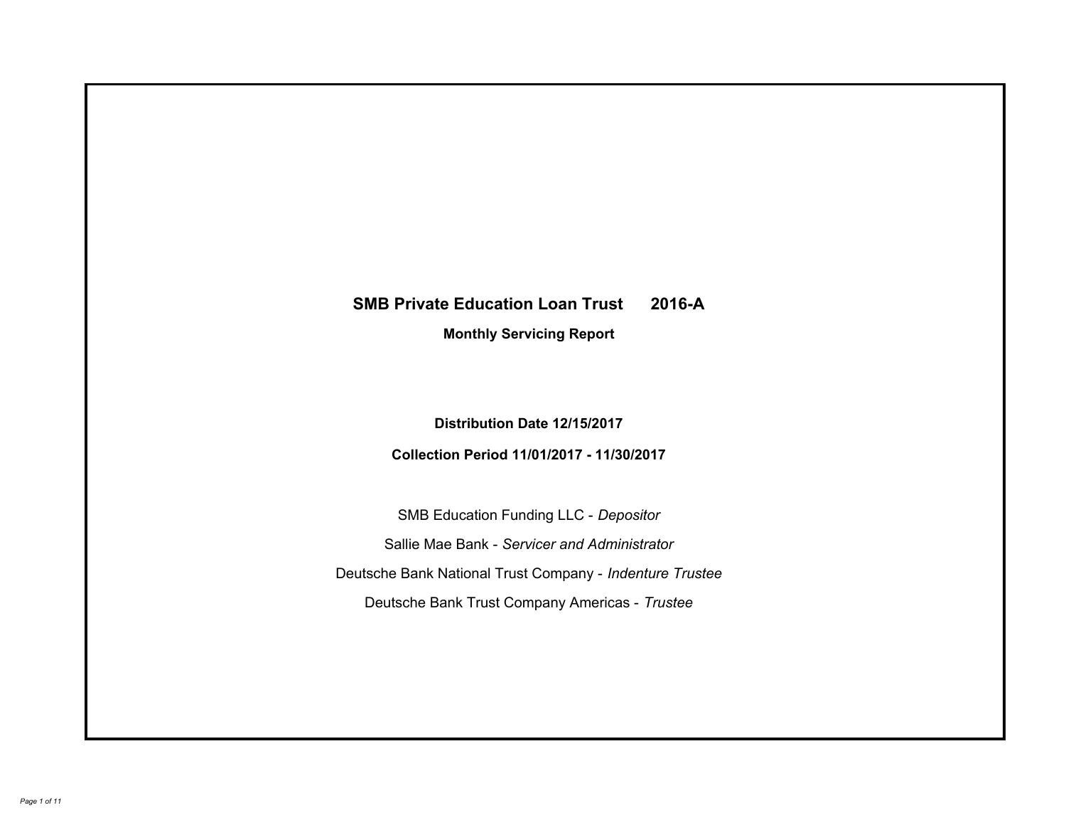# SMB Private Education Loan Trust 2016-A

## Monthly Servicing Report

**Distribution Date 12/15/2017**

**Collection Period 11/01/2017 - 11/30/2017**

SMB Education Funding LLC - *Depositor*

Sallie Mae Bank - *Servicer and Administrator*

Deutsche Bank National Trust Company - *Indenture Trustee*

Deutsche Bank Trust Company Americas - *Trustee*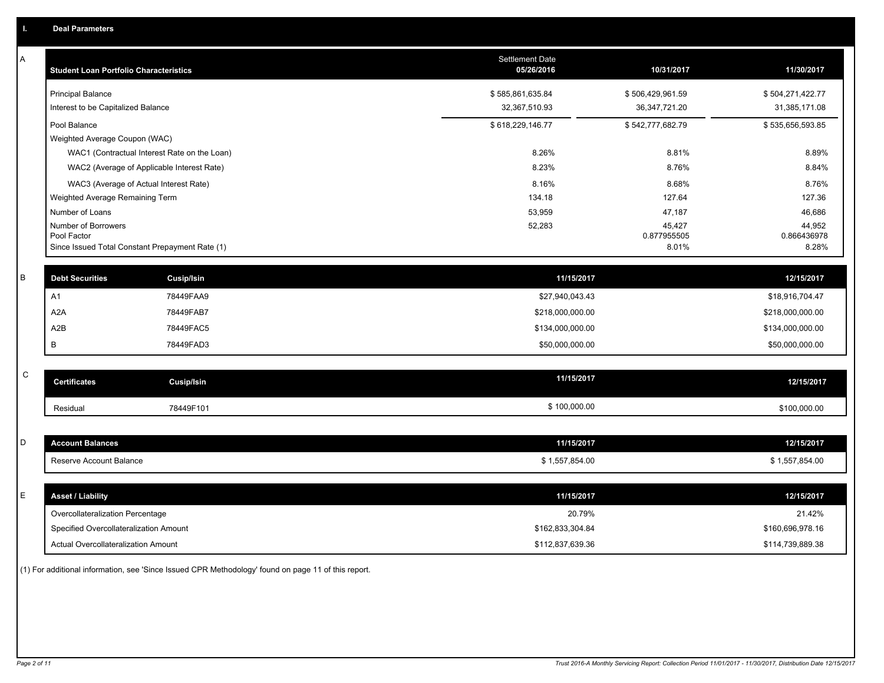## I. Deal Parameters

### A

| Student Loan Portfolio Characteristics | Settlement Date 05/26/2016 | 10/31/2017 | 11/30/2017 |
|---|---|---|---|
| Principal Balance | $ 585,861,635.84 | $ 506,429,961.59 | $ 504,271,422.77 |
| Interest to be Capitalized Balance | 32,367,510.93 | 36,347,721.20 | 31,385,171.08 |
| Pool Balance | $ 618,229,146.77 | $ 542,777,682.79 | $ 535,656,593.85 |
| Weighted Average Coupon (WAC) | | | |
| WAC1 (Contractual Interest Rate on the Loan) | 8.26% | 8.81% | 8.89% |
| WAC2 (Average of Applicable Interest Rate) | 8.23% | 8.76% | 8.84% |
| WAC3 (Average of Actual Interest Rate) | 8.16% | 8.68% | 8.76% |
| Weighted Average Remaining Term | 134.18 | 127.64 | 127.36 |
| Number of Loans | 53,959 | 47,187 | 46,686 |
| Number of Borrowers | 52,283 | 45,427 | 44,952 |
| Pool Factor | | 0.877955505 | 0.866436978 |
| Since Issued Total Constant Prepayment Rate (1) | | 8.01% | 8.28% |

### B

| Debt Securities | Cusip/Isin | 11/15/2017 | 12/15/2017 |
|---|---|---|---|
| A1 | 78449FAA9 | $27,940,043.43 | $18,916,704.47 |
| A2A | 78449FAB7 | $218,000,000.00 | $218,000,000.00 |
| A2B | 78449FAC5 | $134,000,000.00 | $134,000,000.00 |
| B | 78449FAD3 | $50,000,000.00 | $50,000,000.00 |

### C

| Certificates | Cusip/Isin | 11/15/2017 | 12/15/2017 |
|---|---|---|---|
| Residual | 78449F101 | $ 100,000.00 | $100,000.00 |

### D

| Account Balances | 11/15/2017 | 12/15/2017 |
|---|---|---|
| Reserve Account Balance | $ 1,557,854.00 | $ 1,557,854.00 |

### E

| Asset / Liability | 11/15/2017 | 12/15/2017 |
|---|---|---|
| Overcollateralization Percentage | 20.79% | 21.42% |
| Specified Overcollateralization Amount | $162,833,304.84 | $160,696,978.16 |
| Actual Overcollateralization Amount | $112,837,639.36 | $114,739,889.38 |

(1) For additional information, see 'Since Issued CPR Methodology' found on page 11 of this report.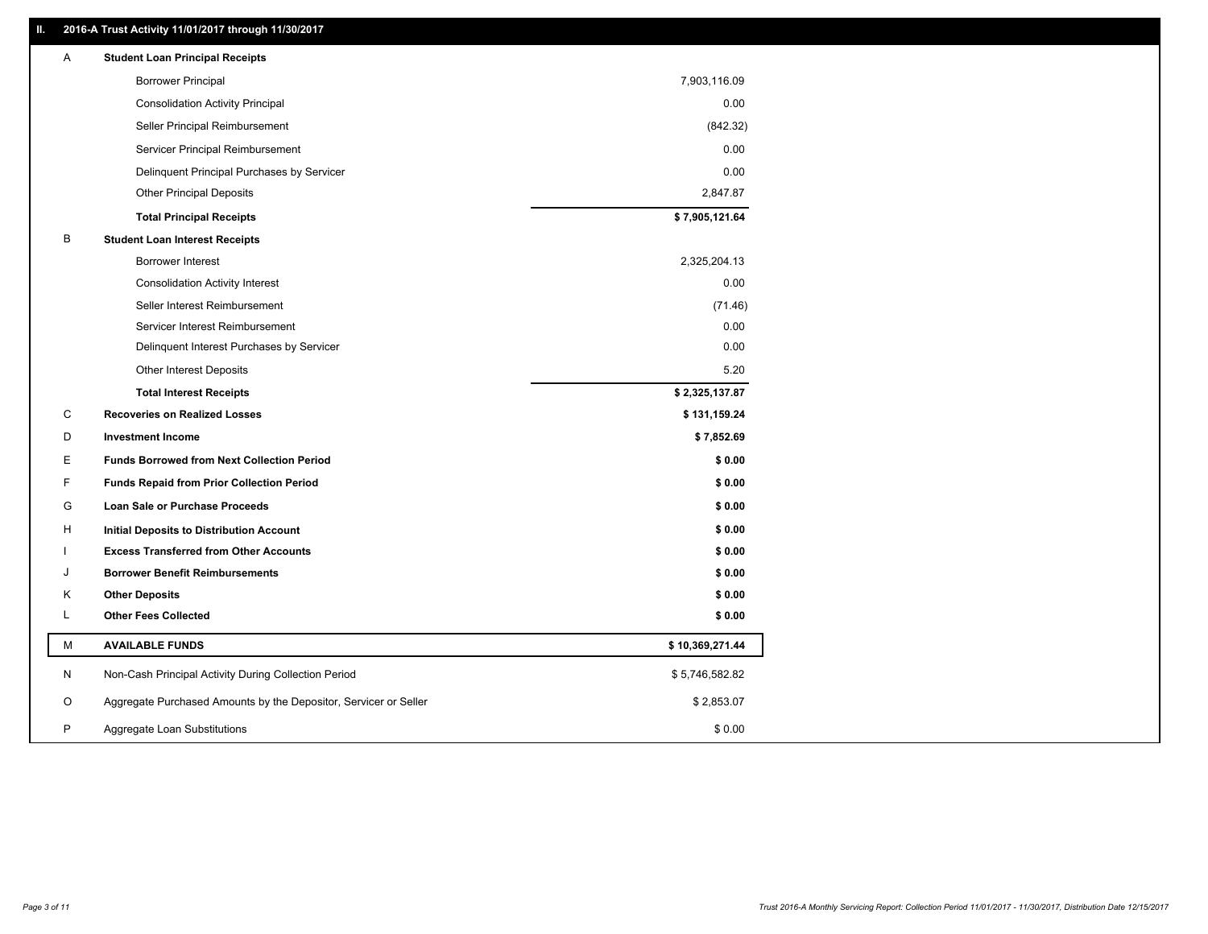## II. 2016-A Trust Activity 11/01/2017 through 11/30/2017

| | | |
|---|---|---|
| A | **Student Loan Principal Receipts** | |
| | Borrower Principal | 7,903,116.09 |
| | Consolidation Activity Principal | 0.00 |
| | Seller Principal Reimbursement | (842.32) |
| | Servicer Principal Reimbursement | 0.00 |
| | Delinquent Principal Purchases by Servicer | 0.00 |
| | Other Principal Deposits | 2,847.87 |
| | **Total Principal Receipts** | **$ 7,905,121.64** |
| B | **Student Loan Interest Receipts** | |
| | Borrower Interest | 2,325,204.13 |
| | Consolidation Activity Interest | 0.00 |
| | Seller Interest Reimbursement | (71.46) |
| | Servicer Interest Reimbursement | 0.00 |
| | Delinquent Interest Purchases by Servicer | 0.00 |
| | Other Interest Deposits | 5.20 |
| | **Total Interest Receipts** | **$ 2,325,137.87** |
| C | **Recoveries on Realized Losses** | **$ 131,159.24** |
| D | **Investment Income** | **$ 7,852.69** |
| E | **Funds Borrowed from Next Collection Period** | **$ 0.00** |
| F | **Funds Repaid from Prior Collection Period** | **$ 0.00** |
| G | **Loan Sale or Purchase Proceeds** | **$ 0.00** |
| H | **Initial Deposits to Distribution Account** | **$ 0.00** |
| I | **Excess Transferred from Other Accounts** | **$ 0.00** |
| J | **Borrower Benefit Reimbursements** | **$ 0.00** |
| K | **Other Deposits** | **$ 0.00** |
| L | **Other Fees Collected** | **$ 0.00** |
| M | **AVAILABLE FUNDS** | **$ 10,369,271.44** |
| N | Non-Cash Principal Activity During Collection Period | $ 5,746,582.82 |
| O | Aggregate Purchased Amounts by the Depositor, Servicer or Seller | $ 2,853.07 |
| P | Aggregate Loan Substitutions | $ 0.00 |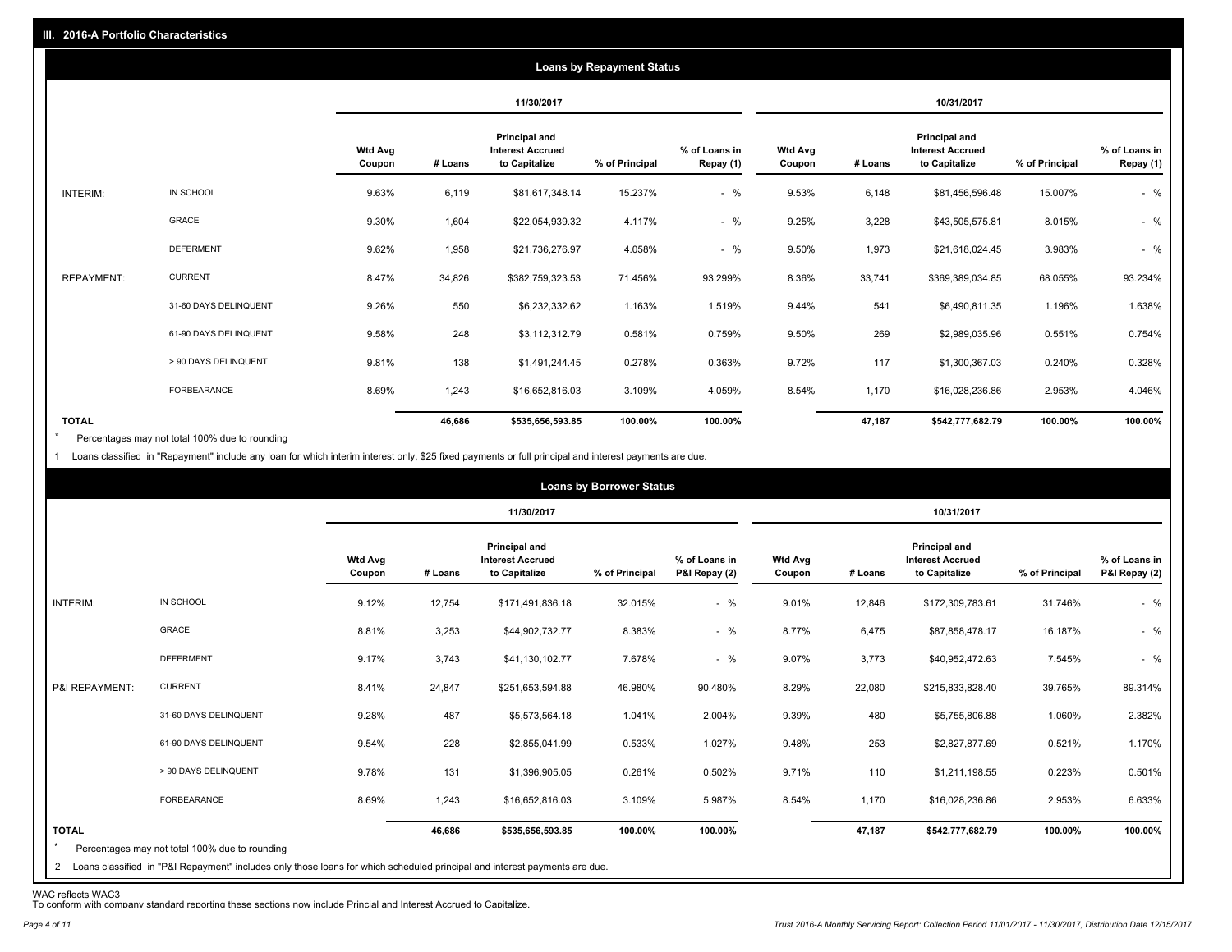## III. 2016-A Portfolio Characteristics

### Loans by Repayment Status

| | | 11/30/2017 | | | | | 10/31/2017 | | | | |
|---|---|---|---|---|---|---|---|---|---|---|---|
| | | Wtd Avg Coupon | # Loans | Principal and Interest Accrued to Capitalize | % of Principal | % of Loans in Repay (1) | Wtd Avg Coupon | # Loans | Principal and Interest Accrued to Capitalize | % of Principal | % of Loans in Repay (1) |
| INTERIM: | IN SCHOOL | 9.63% | 6,119 | $81,617,348.14 | 15.237% | - % | 9.53% | 6,148 | $81,456,596.48 | 15.007% | - % |
| | GRACE | 9.30% | 1,604 | $22,054,939.32 | 4.117% | - % | 9.25% | 3,228 | $43,505,575.81 | 8.015% | - % |
| | DEFERMENT | 9.62% | 1,958 | $21,736,276.97 | 4.058% | - % | 9.50% | 1,973 | $21,618,024.45 | 3.983% | - % |
| REPAYMENT: | CURRENT | 8.47% | 34,826 | $382,759,323.53 | 71.456% | 93.299% | 8.36% | 33,741 | $369,389,034.85 | 68.055% | 93.234% |
| | 31-60 DAYS DELINQUENT | 9.26% | 550 | $6,232,332.62 | 1.163% | 1.519% | 9.44% | 541 | $6,490,811.35 | 1.196% | 1.638% |
| | 61-90 DAYS DELINQUENT | 9.58% | 248 | $3,112,312.79 | 0.581% | 0.759% | 9.50% | 269 | $2,989,035.96 | 0.551% | 0.754% |
| | > 90 DAYS DELINQUENT | 9.81% | 138 | $1,491,244.45 | 0.278% | 0.363% | 9.72% | 117 | $1,300,367.03 | 0.240% | 0.328% |
| | FORBEARANCE | 8.69% | 1,243 | $16,652,816.03 | 3.109% | 4.059% | 8.54% | 1,170 | $16,028,236.86 | 2.953% | 4.046% |
| **TOTAL** | | | **46,686** | **$535,656,593.85** | **100.00%** | **100.00%** | | **47,187** | **$542,777,682.79** | **100.00%** | **100.00%** |

* Percentages may not total 100% due to rounding

1 Loans classified in "Repayment" include any loan for which interim interest only, $25 fixed payments or full principal and interest payments are due.

### Loans by Borrower Status

| | | 11/30/2017 | | | | | 10/31/2017 | | | | |
|---|---|---|---|---|---|---|---|---|---|---|---|
| | | Wtd Avg Coupon | # Loans | Principal and Interest Accrued to Capitalize | % of Principal | % of Loans in P&I Repay (2) | Wtd Avg Coupon | # Loans | Principal and Interest Accrued to Capitalize | % of Principal | % of Loans in P&I Repay (2) |
| INTERIM: | IN SCHOOL | 9.12% | 12,754 | $171,491,836.18 | 32.015% | - % | 9.01% | 12,846 | $172,309,783.61 | 31.746% | - % |
| | GRACE | 8.81% | 3,253 | $44,902,732.77 | 8.383% | - % | 8.77% | 6,475 | $87,858,478.17 | 16.187% | - % |
| | DEFERMENT | 9.17% | 3,743 | $41,130,102.77 | 7.678% | - % | 9.07% | 3,773 | $40,952,472.63 | 7.545% | - % |
| P&I REPAYMENT: | CURRENT | 8.41% | 24,847 | $251,653,594.88 | 46.980% | 90.480% | 8.29% | 22,080 | $215,833,828.40 | 39.765% | 89.314% |
| | 31-60 DAYS DELINQUENT | 9.28% | 487 | $5,573,564.18 | 1.041% | 2.004% | 9.39% | 480 | $5,755,806.88 | 1.060% | 2.382% |
| | 61-90 DAYS DELINQUENT | 9.54% | 228 | $2,855,041.99 | 0.533% | 1.027% | 9.48% | 253 | $2,827,877.69 | 0.521% | 1.170% |
| | > 90 DAYS DELINQUENT | 9.78% | 131 | $1,396,905.05 | 0.261% | 0.502% | 9.71% | 110 | $1,211,198.55 | 0.223% | 0.501% |
| | FORBEARANCE | 8.69% | 1,243 | $16,652,816.03 | 3.109% | 5.987% | 8.54% | 1,170 | $16,028,236.86 | 2.953% | 6.633% |
| **TOTAL** | | | **46,686** | **$535,656,593.85** | **100.00%** | **100.00%** | | **47,187** | **$542,777,682.79** | **100.00%** | **100.00%** |

* Percentages may not total 100% due to rounding

2 Loans classified in "P&I Repayment" includes only those loans for which scheduled principal and interest payments are due.

WAC reflects WAC3

To conform with company standard reporting these sections now include Princial and Interest Accrued to Capitalize.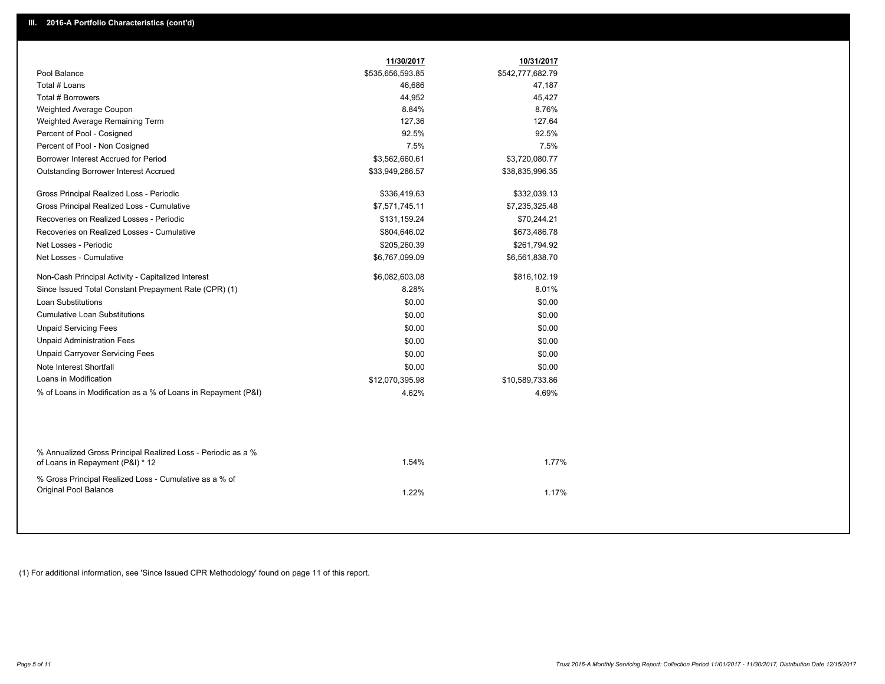## III. 2016-A Portfolio Characteristics (cont'd)

| | 11/30/2017 | 10/31/2017 |
|---|---|---|
| Pool Balance | $535,656,593.85 | $542,777,682.79 |
| Total # Loans | 46,686 | 47,187 |
| Total # Borrowers | 44,952 | 45,427 |
| Weighted Average Coupon | 8.84% | 8.76% |
| Weighted Average Remaining Term | 127.36 | 127.64 |
| Percent of Pool - Cosigned | 92.5% | 92.5% |
| Percent of Pool - Non Cosigned | 7.5% | 7.5% |
| Borrower Interest Accrued for Period | $3,562,660.61 | $3,720,080.77 |
| Outstanding Borrower Interest Accrued | $33,949,286.57 | $38,835,996.35 |
| Gross Principal Realized Loss - Periodic | $336,419.63 | $332,039.13 |
| Gross Principal Realized Loss - Cumulative | $7,571,745.11 | $7,235,325.48 |
| Recoveries on Realized Losses - Periodic | $131,159.24 | $70,244.21 |
| Recoveries on Realized Losses - Cumulative | $804,646.02 | $673,486.78 |
| Net Losses - Periodic | $205,260.39 | $261,794.92 |
| Net Losses - Cumulative | $6,767,099.09 | $6,561,838.70 |
| Non-Cash Principal Activity - Capitalized Interest | $6,082,603.08 | $816,102.19 |
| Since Issued Total Constant Prepayment Rate (CPR) (1) | 8.28% | 8.01% |
| Loan Substitutions | $0.00 | $0.00 |
| Cumulative Loan Substitutions | $0.00 | $0.00 |
| Unpaid Servicing Fees | $0.00 | $0.00 |
| Unpaid Administration Fees | $0.00 | $0.00 |
| Unpaid Carryover Servicing Fees | $0.00 | $0.00 |
| Note Interest Shortfall | $0.00 | $0.00 |
| Loans in Modification | $12,070,395.98 | $10,589,733.86 |
| % of Loans in Modification as a % of Loans in Repayment (P&I) | 4.62% | 4.69% |
| % Annualized Gross Principal Realized Loss - Periodic as a % of Loans in Repayment (P&I) * 12 | 1.54% | 1.77% |
| % Gross Principal Realized Loss - Cumulative as a % of Original Pool Balance | 1.22% | 1.17% |

(1) For additional information, see 'Since Issued CPR Methodology' found on page 11 of this report.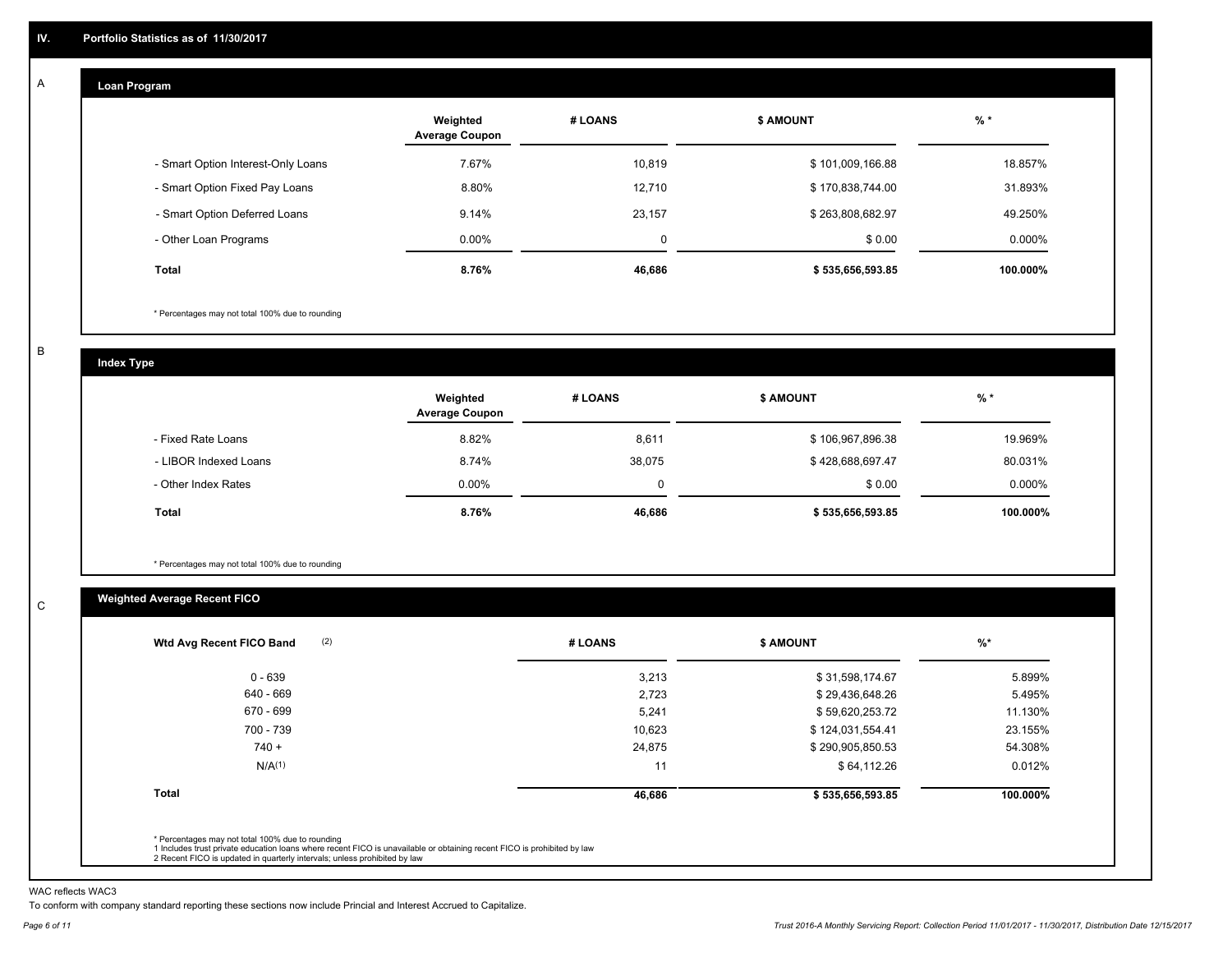## IV. Portfolio Statistics as of 11/30/2017

### A Loan Program

| | Weighted Average Coupon | # LOANS | $ AMOUNT | % * |
|---|---|---|---|---|
| - Smart Option Interest-Only Loans | 7.67% | 10,819 | $ 101,009,166.88 | 18.857% |
| - Smart Option Fixed Pay Loans | 8.80% | 12,710 | $ 170,838,744.00 | 31.893% |
| - Smart Option Deferred Loans | 9.14% | 23,157 | $ 263,808,682.97 | 49.250% |
| - Other Loan Programs | 0.00% | 0 | $ 0.00 | 0.000% |
| **Total** | **8.76%** | **46,686** | **$ 535,656,593.85** | **100.000%** |

* Percentages may not total 100% due to rounding

### B Index Type

| | Weighted Average Coupon | # LOANS | $ AMOUNT | % * |
|---|---|---|---|---|
| - Fixed Rate Loans | 8.82% | 8,611 | $ 106,967,896.38 | 19.969% |
| - LIBOR Indexed Loans | 8.74% | 38,075 | $ 428,688,697.47 | 80.031% |
| - Other Index Rates | 0.00% | 0 | $ 0.00 | 0.000% |
| **Total** | **8.76%** | **46,686** | **$ 535,656,593.85** | **100.000%** |

* Percentages may not total 100% due to rounding

### C Weighted Average Recent FICO

| Wtd Avg Recent FICO Band (2) | # LOANS | $ AMOUNT | %* |
|---|---|---|---|
| 0 - 639 | 3,213 | $ 31,598,174.67 | 5.899% |
| 640 - 669 | 2,723 | $ 29,436,648.26 | 5.495% |
| 670 - 699 | 5,241 | $ 59,620,253.72 | 11.130% |
| 700 - 739 | 10,623 | $ 124,031,554.41 | 23.155% |
| 740 + | 24,875 | $ 290,905,850.53 | 54.308% |
| N/A(1) | 11 | $ 64,112.26 | 0.012% |
| **Total** | **46,686** | **$ 535,656,593.85** | **100.000%** |

* Percentages may not total 100% due to rounding
1 Includes trust private education loans where recent FICO is unavailable or obtaining recent FICO is prohibited by law
2 Recent FICO is updated in quarterly intervals; unless prohibited by law

WAC reflects WAC3

To conform with company standard reporting these sections now include Princial and Interest Accrued to Capitalize.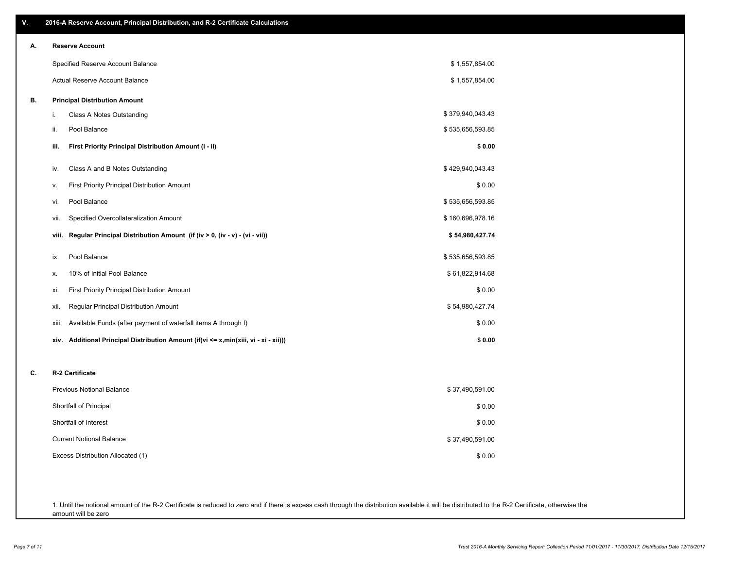## V. 2016-A Reserve Account, Principal Distribution, and R-2 Certificate Calculations

### A. Reserve Account

| | |
|---|---|
| Specified Reserve Account Balance | $ 1,557,854.00 |
| Actual Reserve Account Balance | $ 1,557,854.00 |

### B. Principal Distribution Amount

| | | |
|---|---|---|
| i. | Class A Notes Outstanding | $ 379,940,043.43 |
| ii. | Pool Balance | $ 535,656,593.85 |
| **iii.** | **First Priority Principal Distribution Amount (i - ii)** | **$ 0.00** |
| iv. | Class A and B Notes Outstanding | $ 429,940,043.43 |
| v. | First Priority Principal Distribution Amount | $ 0.00 |
| vi. | Pool Balance | $ 535,656,593.85 |
| vii. | Specified Overcollateralization Amount | $ 160,696,978.16 |
| **viii.** | **Regular Principal Distribution Amount (if (iv > 0, (iv - v) - (vi - vii))** | **$ 54,980,427.74** |
| ix. | Pool Balance | $ 535,656,593.85 |
| x. | 10% of Initial Pool Balance | $ 61,822,914.68 |
| xi. | First Priority Principal Distribution Amount | $ 0.00 |
| xii. | Regular Principal Distribution Amount | $ 54,980,427.74 |
| xiii. | Available Funds (after payment of waterfall items A through I) | $ 0.00 |
| **xiv.** | **Additional Principal Distribution Amount (if(vi <= x,min(xiii, vi - xi - xii)))** | **$ 0.00** |

### C. R-2 Certificate

| | |
|---|---|
| Previous Notional Balance | $ 37,490,591.00 |
| Shortfall of Principal | $ 0.00 |
| Shortfall of Interest | $ 0.00 |
| Current Notional Balance | $ 37,490,591.00 |
| Excess Distribution Allocated (1) | $ 0.00 |

1. Until the notional amount of the R-2 Certificate is reduced to zero and if there is excess cash through the distribution available it will be distributed to the R-2 Certificate, otherwise the amount will be zero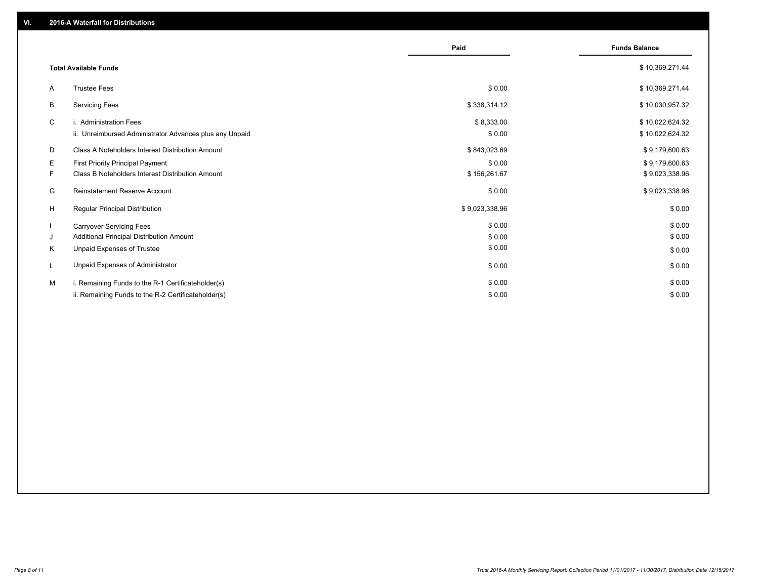## VI. 2016-A Waterfall for Distributions

| | | Paid | Funds Balance |
|---|---|---|---|
| | **Total Available Funds** | | $ 10,369,271.44 |
| A | Trustee Fees | $ 0.00 | $ 10,369,271.44 |
| B | Servicing Fees | $ 338,314.12 | $ 10,030,957.32 |
| C | i. Administration Fees | $ 8,333.00 | $ 10,022,624.32 |
| | ii. Unreimbursed Administrator Advances plus any Unpaid | $ 0.00 | $ 10,022,624.32 |
| D | Class A Noteholders Interest Distribution Amount | $ 843,023.69 | $ 9,179,600.63 |
| E | First Priority Principal Payment | $ 0.00 | $ 9,179,600.63 |
| F | Class B Noteholders Interest Distribution Amount | $ 156,261.67 | $ 9,023,338.96 |
| G | Reinstatement Reserve Account | $ 0.00 | $ 9,023,338.96 |
| H | Regular Principal Distribution | $ 9,023,338.96 | $ 0.00 |
| I | Carryover Servicing Fees | $ 0.00 | $ 0.00 |
| J | Additional Principal Distribution Amount | $ 0.00 | $ 0.00 |
| K | Unpaid Expenses of Trustee | $ 0.00 | $ 0.00 |
| L | Unpaid Expenses of Administrator | $ 0.00 | $ 0.00 |
| M | i. Remaining Funds to the R-1 Certificateholder(s) | $ 0.00 | $ 0.00 |
| | ii. Remaining Funds to the R-2 Certificateholder(s) | $ 0.00 | $ 0.00 |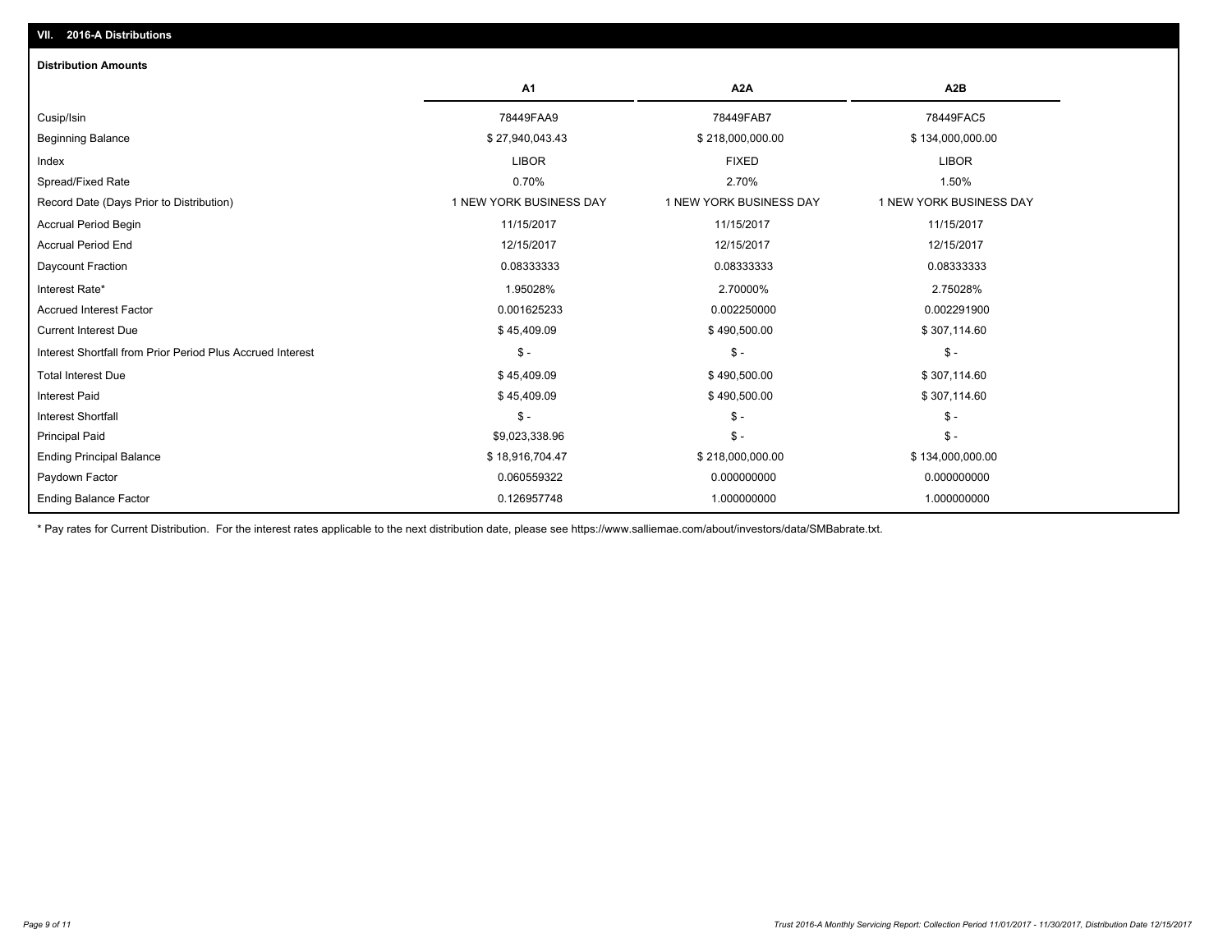## VII. 2016-A Distributions

### Distribution Amounts

| | A1 | A2A | A2B |
|---|---|---|---|
| Cusip/Isin | 78449FAA9 | 78449FAB7 | 78449FAC5 |
| Beginning Balance | $ 27,940,043.43 | $ 218,000,000.00 | $ 134,000,000.00 |
| Index | LIBOR | FIXED | LIBOR |
| Spread/Fixed Rate | 0.70% | 2.70% | 1.50% |
| Record Date (Days Prior to Distribution) | 1 NEW YORK BUSINESS DAY | 1 NEW YORK BUSINESS DAY | 1 NEW YORK BUSINESS DAY |
| Accrual Period Begin | 11/15/2017 | 11/15/2017 | 11/15/2017 |
| Accrual Period End | 12/15/2017 | 12/15/2017 | 12/15/2017 |
| Daycount Fraction | 0.08333333 | 0.08333333 | 0.08333333 |
| Interest Rate* | 1.95028% | 2.70000% | 2.75028% |
| Accrued Interest Factor | 0.001625233 | 0.002250000 | 0.002291900 |
| Current Interest Due | $ 45,409.09 | $ 490,500.00 | $ 307,114.60 |
| Interest Shortfall from Prior Period Plus Accrued Interest | $ - | $ - | $ - |
| Total Interest Due | $ 45,409.09 | $ 490,500.00 | $ 307,114.60 |
| Interest Paid | $ 45,409.09 | $ 490,500.00 | $ 307,114.60 |
| Interest Shortfall | $ - | $ - | $ - |
| Principal Paid | $9,023,338.96 | $ - | $ - |
| Ending Principal Balance | $ 18,916,704.47 | $ 218,000,000.00 | $ 134,000,000.00 |
| Paydown Factor | 0.060559322 | 0.000000000 | 0.000000000 |
| Ending Balance Factor | 0.126957748 | 1.000000000 | 1.000000000 |

* Pay rates for Current Distribution. For the interest rates applicable to the next distribution date, please see https://www.salliemae.com/about/investors/data/SMBabrate.txt.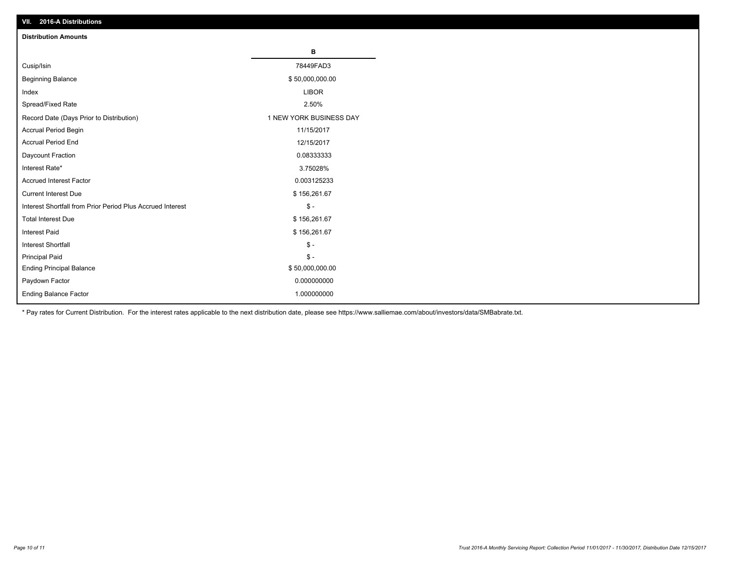## VII. 2016-A Distributions

### Distribution Amounts

| | B |
|---|---|
| Cusip/Isin | 78449FAD3 |
| Beginning Balance | $ 50,000,000.00 |
| Index | LIBOR |
| Spread/Fixed Rate | 2.50% |
| Record Date (Days Prior to Distribution) | 1 NEW YORK BUSINESS DAY |
| Accrual Period Begin | 11/15/2017 |
| Accrual Period End | 12/15/2017 |
| Daycount Fraction | 0.08333333 |
| Interest Rate* | 3.75028% |
| Accrued Interest Factor | 0.003125233 |
| Current Interest Due | $ 156,261.67 |
| Interest Shortfall from Prior Period Plus Accrued Interest | $ - |
| Total Interest Due | $ 156,261.67 |
| Interest Paid | $ 156,261.67 |
| Interest Shortfall | $ - |
| Principal Paid | $ - |
| Ending Principal Balance | $ 50,000,000.00 |
| Paydown Factor | 0.000000000 |
| Ending Balance Factor | 1.000000000 |

* Pay rates for Current Distribution. For the interest rates applicable to the next distribution date, please see https://www.salliemae.com/about/investors/data/SMBabrate.txt.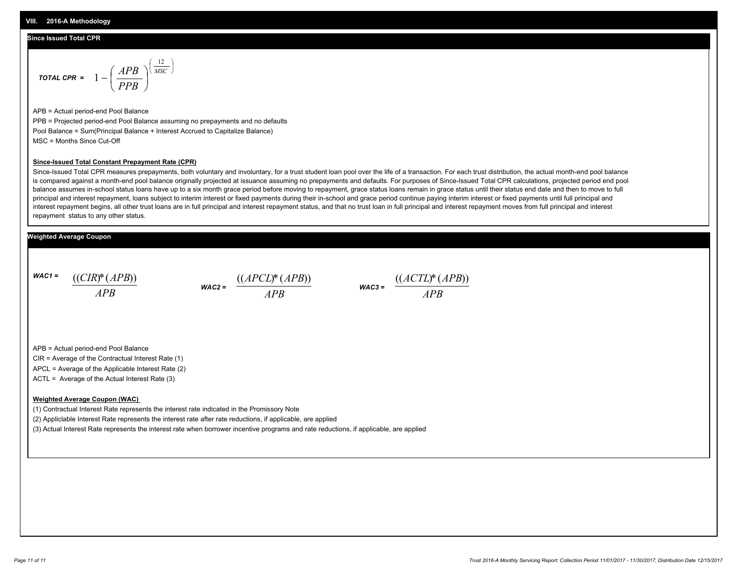## VIII. 2016-A Methodology

### Since Issued Total CPR

$$\textbf{TOTAL CPR} = 1 - \left(\frac{APB}{PPB}\right)^{\left(\frac{12}{MSC}\right)}$$

APB = Actual period-end Pool Balance

PPB = Projected period-end Pool Balance assuming no prepayments and no defaults

Pool Balance = Sum(Principal Balance + Interest Accrued to Capitalize Balance)

MSC = Months Since Cut-Off

**Since-Issued Total Constant Prepayment Rate (CPR)**

Since-Issued Total CPR measures prepayments, both voluntary and involuntary, for a trust student loan pool over the life of a transaction. For each trust distribution, the actual month-end pool balance is compared against a month-end pool balance originally projected at issuance assuming no prepayments and defaults. For purposes of Since-Issued Total CPR calculations, projected period end pool balance assumes in-school status loans have up to a six month grace period before moving to repayment, grace status loans remain in grace status until their status end date and then to move to full principal and interest repayment, loans subject to interim interest or fixed payments during their in-school and grace period continue paying interim interest or fixed payments until full principal and interest repayment begins, all other trust loans are in full principal and interest repayment status, and that no trust loan in full principal and interest repayment moves from full principal and interest repayment status to any other status.

### Weighted Average Coupon

$$\textbf{WAC1} = \frac{((CIR)*(APB))}{APB} \qquad \textbf{WAC2} = \frac{((APCL)*(APB))}{APB} \qquad \textbf{WAC3} = \frac{((ACTL)*(APB))}{APB}$$

APB = Actual period-end Pool Balance

CIR = Average of the Contractual Interest Rate (1)

APCL = Average of the Applicable Interest Rate (2)

ACTL = Average of the Actual Interest Rate (3)

**Weighted Average Coupon (WAC)**

(1) Contractual Interest Rate represents the interest rate indicated in the Promissory Note

(2) Appliclable Interest Rate represents the interest rate after rate reductions, if applicable, are applied

(3) Actual Interest Rate represents the interest rate when borrower incentive programs and rate reductions, if applicable, are applied